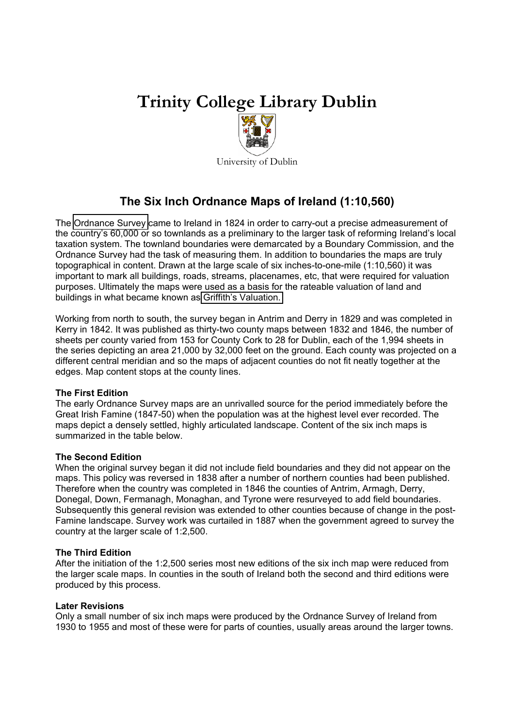# Trinity College Library Dublin

University of Dublin

## The Six Inch Ordnance Maps of Ireland (1:10,560)

The Ordnance Survey came to Ireland in 1824 in order to carry-out a precise admeasurement of the country's 60,000 or so townlands as a preliminary to the larger task of reforming Ireland's local taxation system. The townland boundaries were demarcated by a Boundary Commission, and the Ordnance Survey had the task of measuring them. In addition to boundaries the maps are truly topographical in content. Drawn at the large scale of six inches-to-one-mile (1:10,560) it was important to mark all buildings, roads, streams, placenames, etc, that were required for valuation purposes. Ultimately the maps were used as a basis for the rateable valuation of land and buildings in what became known as Griffith's Valuation.

Working from north to south, the survey began in Antrim and Derry in 1829 and was completed in Kerry in 1842. It was published as thirty-two county maps between 1832 and 1846, the number of sheets per county varied from 153 for County Cork to 28 for Dublin, each of the 1,994 sheets in the series depicting an area 21,000 by 32,000 feet on the ground. Each county was projected on a different central meridian and so the maps of adjacent counties do not fit neatly together at the edges. Map content stops at the county lines.

**The First Edition**
The early Ordnance Survey maps are an unrivalled source for the period immediately before the Great Irish Famine (1847-50) when the population was at the highest level ever recorded. The maps depict a densely settled, highly articulated landscape. Content of the six inch maps is summarized in the table below.

**The Second Edition**
When the original survey began it did not include field boundaries and they did not appear on the maps. This policy was reversed in 1838 after a number of northern counties had been published. Therefore when the country was completed in 1846 the counties of Antrim, Armagh, Derry, Donegal, Down, Fermanagh, Monaghan, and Tyrone were resurveyed to add field boundaries. Subsequently this general revision was extended to other counties because of change in the post-Famine landscape. Survey work was curtailed in 1887 when the government agreed to survey the country at the larger scale of 1:2,500.

**The Third Edition**
After the initiation of the 1:2,500 series most new editions of the six inch map were reduced from the larger scale maps. In counties in the south of Ireland both the second and third editions were produced by this process.

**Later Revisions**
Only a small number of six inch maps were produced by the Ordnance Survey of Ireland from 1930 to 1955 and most of these were for parts of counties, usually areas around the larger towns.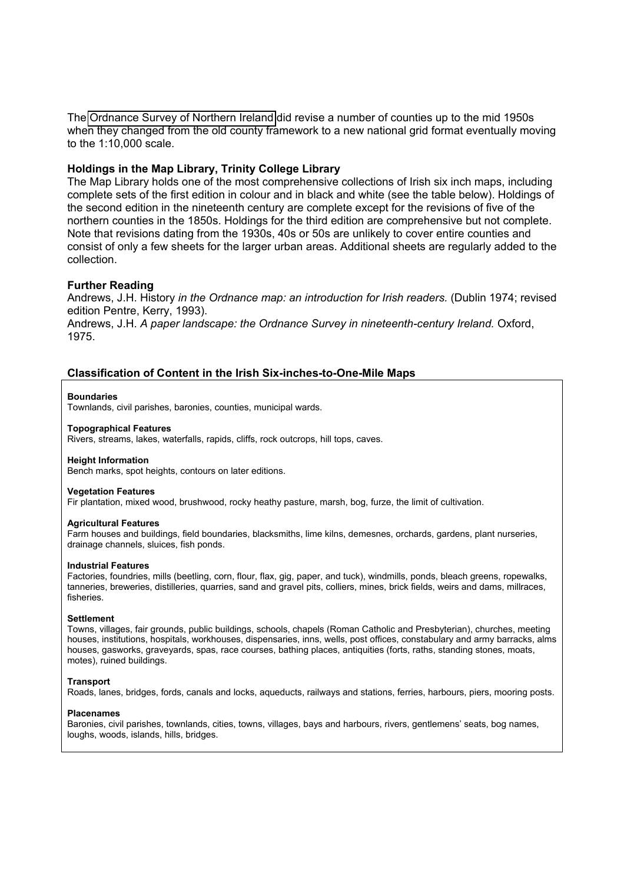The Ordnance Survey of Northern Ireland did revise a number of counties up to the mid 1950s when they changed from the old county framework to a new national grid format eventually moving to the 1:10,000 scale.

### Holdings in the Map Library, Trinity College Library

The Map Library holds one of the most comprehensive collections of Irish six inch maps, including complete sets of the first edition in colour and in black and white (see the table below). Holdings of the second edition in the nineteenth century are complete except for the revisions of five of the northern counties in the 1850s. Holdings for the third edition are comprehensive but not complete. Note that revisions dating from the 1930s, 40s or 50s are unlikely to cover entire counties and consist of only a few sheets for the larger urban areas. Additional sheets are regularly added to the collection.

### Further Reading

Andrews, J.H. History *in the Ordnance map: an introduction for Irish readers.* (Dublin 1974; revised edition Pentre, Kerry, 1993).
Andrews, J.H. *A paper landscape: the Ordnance Survey in nineteenth-century Ireland.* Oxford, 1975.

### Classification of Content in the Irish Six-inches-to-One-Mile Maps

**Boundaries**
Townlands, civil parishes, baronies, counties, municipal wards.

**Topographical Features**
Rivers, streams, lakes, waterfalls, rapids, cliffs, rock outcrops, hill tops, caves.

**Height Information**
Bench marks, spot heights, contours on later editions.

**Vegetation Features**
Fir plantation, mixed wood, brushwood, rocky heathy pasture, marsh, bog, furze, the limit of cultivation.

**Agricultural Features**
Farm houses and buildings, field boundaries, blacksmiths, lime kilns, demesnes, orchards, gardens, plant nurseries, drainage channels, sluices, fish ponds.

**Industrial Features**
Factories, foundries, mills (beetling, corn, flour, flax, gig, paper, and tuck), windmills, ponds, bleach greens, ropewalks, tanneries, breweries, distilleries, quarries, sand and gravel pits, colliers, mines, brick fields, weirs and dams, millraces, fisheries.

**Settlement**
Towns, villages, fair grounds, public buildings, schools, chapels (Roman Catholic and Presbyterian), churches, meeting houses, institutions, hospitals, workhouses, dispensaries, inns, wells, post offices, constabulary and army barracks, alms houses, gasworks, graveyards, spas, race courses, bathing places, antiquities (forts, raths, standing stones, moats, motes), ruined buildings.

**Transport**
Roads, lanes, bridges, fords, canals and locks, aqueducts, railways and stations, ferries, harbours, piers, mooring posts.

**Placenames**
Baronies, civil parishes, townlands, cities, towns, villages, bays and harbours, rivers, gentlemens' seats, bog names, loughs, woods, islands, hills, bridges.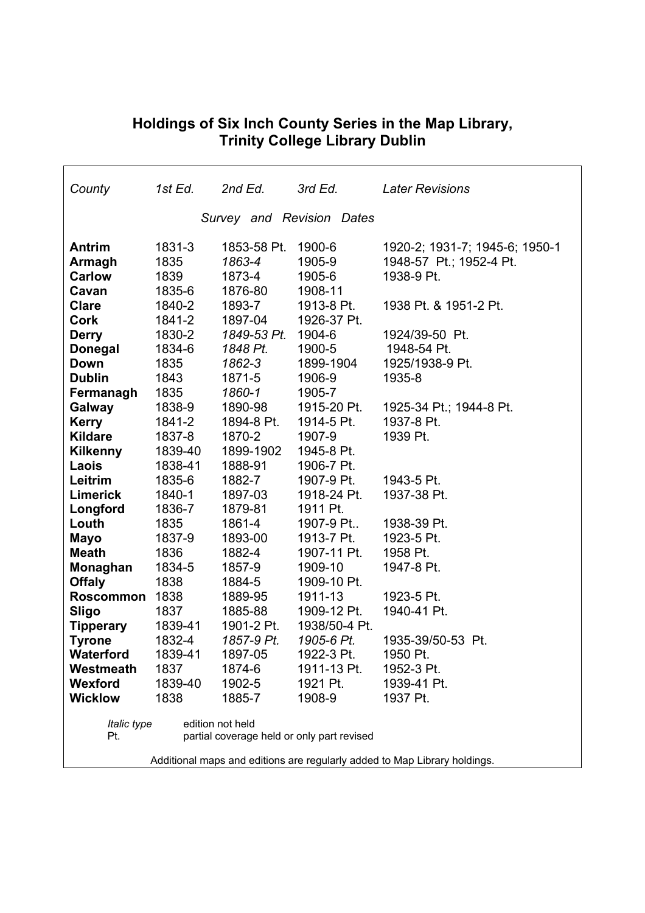## Holdings of Six Inch County Series in the Map Library, Trinity College Library Dublin

| *County* | *1st Ed.* | *2nd Ed.* | *3rd Ed.* | *Later Revisions* |
| --- | --- | --- | --- | --- |
| | | *Survey and Revision Dates* | | |
| **Antrim** | 1831-3 | 1853-58 Pt. | 1900-6 | 1920-2; 1931-7; 1945-6; 1950-1 |
| **Armagh** | 1835 | *1863-4* | 1905-9 | 1948-57 Pt.; 1952-4 Pt. |
| **Carlow** | 1839 | 1873-4 | 1905-6 | 1938-9 Pt. |
| **Cavan** | 1835-6 | 1876-80 | 1908-11 | |
| **Clare** | 1840-2 | 1893-7 | 1913-8 Pt. | 1938 Pt. & 1951-2 Pt. |
| **Cork** | 1841-2 | 1897-04 | 1926-37 Pt. | |
| **Derry** | 1830-2 | *1849-53 Pt.* | 1904-6 | 1924/39-50 Pt. |
| **Donegal** | 1834-6 | *1848 Pt.* | 1900-5 | 1948-54 Pt. |
| **Down** | 1835 | *1862-3* | 1899-1904 | 1925/1938-9 Pt. |
| **Dublin** | 1843 | 1871-5 | 1906-9 | 1935-8 |
| **Fermanagh** | 1835 | *1860-1* | 1905-7 | |
| **Galway** | 1838-9 | 1890-98 | 1915-20 Pt. | 1925-34 Pt.; 1944-8 Pt. |
| **Kerry** | 1841-2 | 1894-8 Pt. | 1914-5 Pt. | 1937-8 Pt. |
| **Kildare** | 1837-8 | 1870-2 | 1907-9 | 1939 Pt. |
| **Kilkenny** | 1839-40 | 1899-1902 | 1945-8 Pt. | |
| **Laois** | 1838-41 | 1888-91 | 1906-7 Pt. | |
| **Leitrim** | 1835-6 | 1882-7 | 1907-9 Pt. | 1943-5 Pt. |
| **Limerick** | 1840-1 | 1897-03 | 1918-24 Pt. | 1937-38 Pt. |
| **Longford** | 1836-7 | 1879-81 | 1911 Pt. | |
| **Louth** | 1835 | 1861-4 | 1907-9 Pt.. | 1938-39 Pt. |
| **Mayo** | 1837-9 | 1893-00 | 1913-7 Pt. | 1923-5 Pt. |
| **Meath** | 1836 | 1882-4 | 1907-11 Pt. | 1958 Pt. |
| **Monaghan** | 1834-5 | 1857-9 | 1909-10 | 1947-8 Pt. |
| **Offaly** | 1838 | 1884-5 | 1909-10 Pt. | |
| **Roscommon** | 1838 | 1889-95 | 1911-13 | 1923-5 Pt. |
| **Sligo** | 1837 | 1885-88 | 1909-12 Pt. | 1940-41 Pt. |
| **Tipperary** | 1839-41 | 1901-2 Pt. | 1938/50-4 Pt. | |
| **Tyrone** | 1832-4 | *1857-9 Pt.* | *1905-6 Pt.* | 1935-39/50-53 Pt. |
| **Waterford** | 1839-41 | 1897-05 | 1922-3 Pt. | 1950 Pt. |
| **Westmeath** | 1837 | 1874-6 | 1911-13 Pt. | 1952-3 Pt. |
| **Wexford** | 1839-40 | 1902-5 | 1921 Pt. | 1939-41 Pt. |
| **Wicklow** | 1838 | 1885-7 | 1908-9 | 1937 Pt. |

*Italic type* edition not held
Pt. partial coverage held or only part revised

Additional maps and editions are regularly added to Map Library holdings.